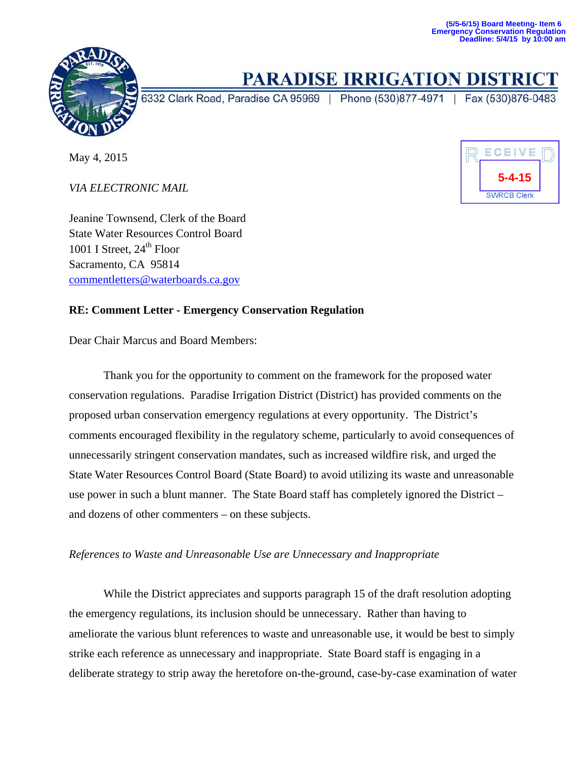(5/5-6/15) Board Meeting- Item 6
Emergency Conservation Regulation
Deadline: 5/4/15 by 10:00 am

# PARADISE IRRIGATION DISTRICT

6332 Clark Road, Paradise CA 95969 | Phone (530)877-4971 | Fax (530)876-0483

RECEIVED
5-4-15
SWRCB Clerk

May 4, 2015

*VIA ELECTRONIC MAIL*

Jeanine Townsend, Clerk of the Board
State Water Resources Control Board
1001 I Street, 24th Floor
Sacramento, CA 95814
commentletters@waterboards.ca.gov

**RE: Comment Letter - Emergency Conservation Regulation**

Dear Chair Marcus and Board Members:

Thank you for the opportunity to comment on the framework for the proposed water conservation regulations. Paradise Irrigation District (District) has provided comments on the proposed urban conservation emergency regulations at every opportunity. The District's comments encouraged flexibility in the regulatory scheme, particularly to avoid consequences of unnecessarily stringent conservation mandates, such as increased wildfire risk, and urged the State Water Resources Control Board (State Board) to avoid utilizing its waste and unreasonable use power in such a blunt manner. The State Board staff has completely ignored the District – and dozens of other commenters – on these subjects.

*References to Waste and Unreasonable Use are Unnecessary and Inappropriate*

While the District appreciates and supports paragraph 15 of the draft resolution adopting the emergency regulations, its inclusion should be unnecessary. Rather than having to ameliorate the various blunt references to waste and unreasonable use, it would be best to simply strike each reference as unnecessary and inappropriate. State Board staff is engaging in a deliberate strategy to strip away the heretofore on-the-ground, case-by-case examination of water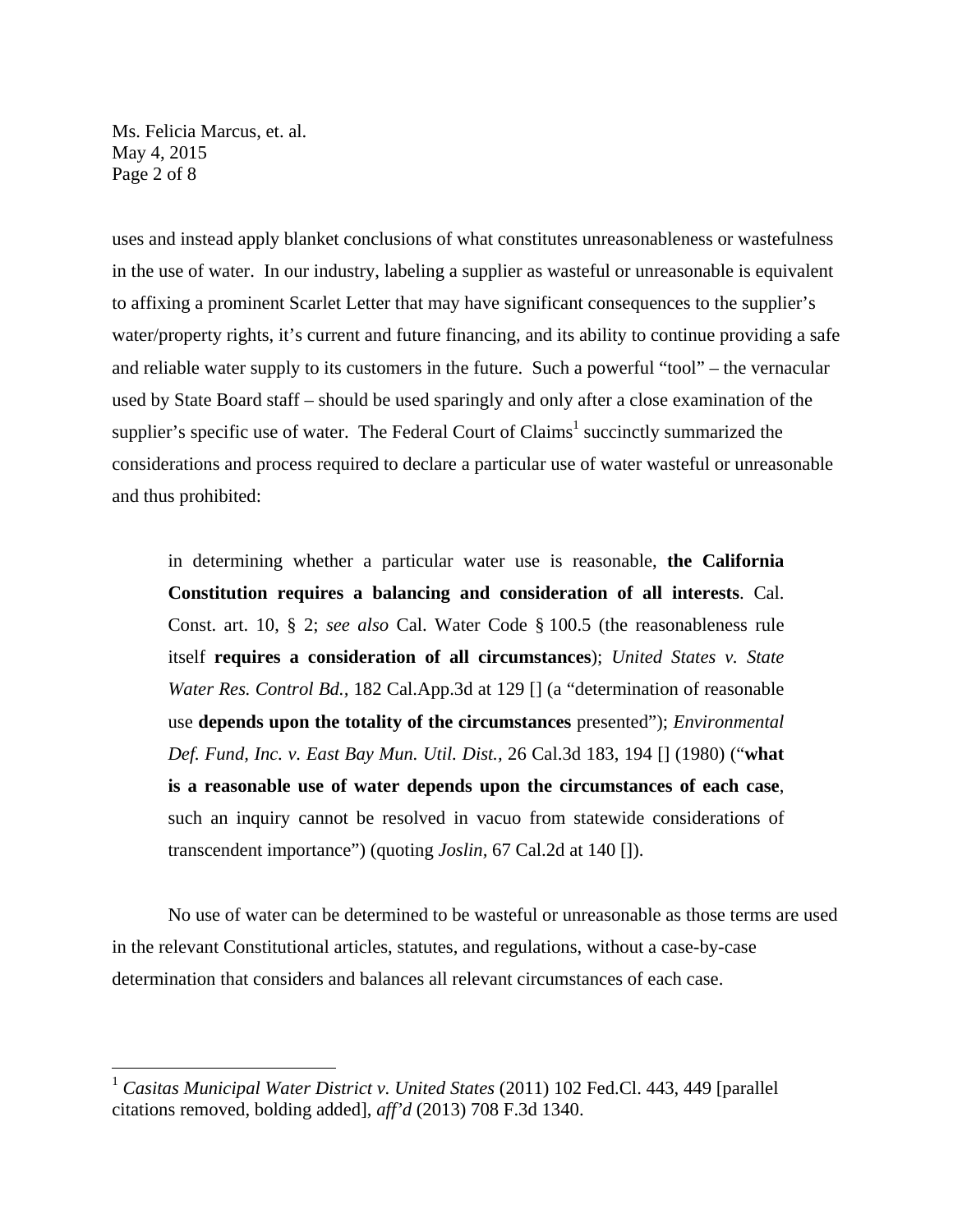uses and instead apply blanket conclusions of what constitutes unreasonableness or wastefulness in the use of water. In our industry, labeling a supplier as wasteful or unreasonable is equivalent to affixing a prominent Scarlet Letter that may have significant consequences to the supplier's water/property rights, it's current and future financing, and its ability to continue providing a safe and reliable water supply to its customers in the future. Such a powerful "tool" – the vernacular used by State Board staff – should be used sparingly and only after a close examination of the supplier's specific use of water. The Federal Court of Claims[1] succinctly summarized the considerations and process required to declare a particular use of water wasteful or unreasonable and thus prohibited:

> in determining whether a particular water use is reasonable, **the California Constitution requires a balancing and consideration of all interests**. Cal. Const. art. 10, § 2; *see also* Cal. Water Code § 100.5 (the reasonableness rule itself **requires a consideration of all circumstances**); *United States v. State Water Res. Control Bd.,* 182 Cal.App.3d at 129 [] (a "determination of reasonable use **depends upon the totality of the circumstances** presented"); *Environmental Def. Fund, Inc. v. East Bay Mun. Util. Dist.,* 26 Cal.3d 183, 194 [] (1980) ("**what is a reasonable use of water depends upon the circumstances of each case**, such an inquiry cannot be resolved in vacuo from statewide considerations of transcendent importance") (quoting *Joslin,* 67 Cal.2d at 140 []).

No use of water can be determined to be wasteful or unreasonable as those terms are used in the relevant Constitutional articles, statutes, and regulations, without a case-by-case determination that considers and balances all relevant circumstances of each case.

---

[1] *Casitas Municipal Water District v. United States* (2011) 102 Fed.Cl. 443, 449 [parallel citations removed, bolding added], *aff'd* (2013) 708 F.3d 1340.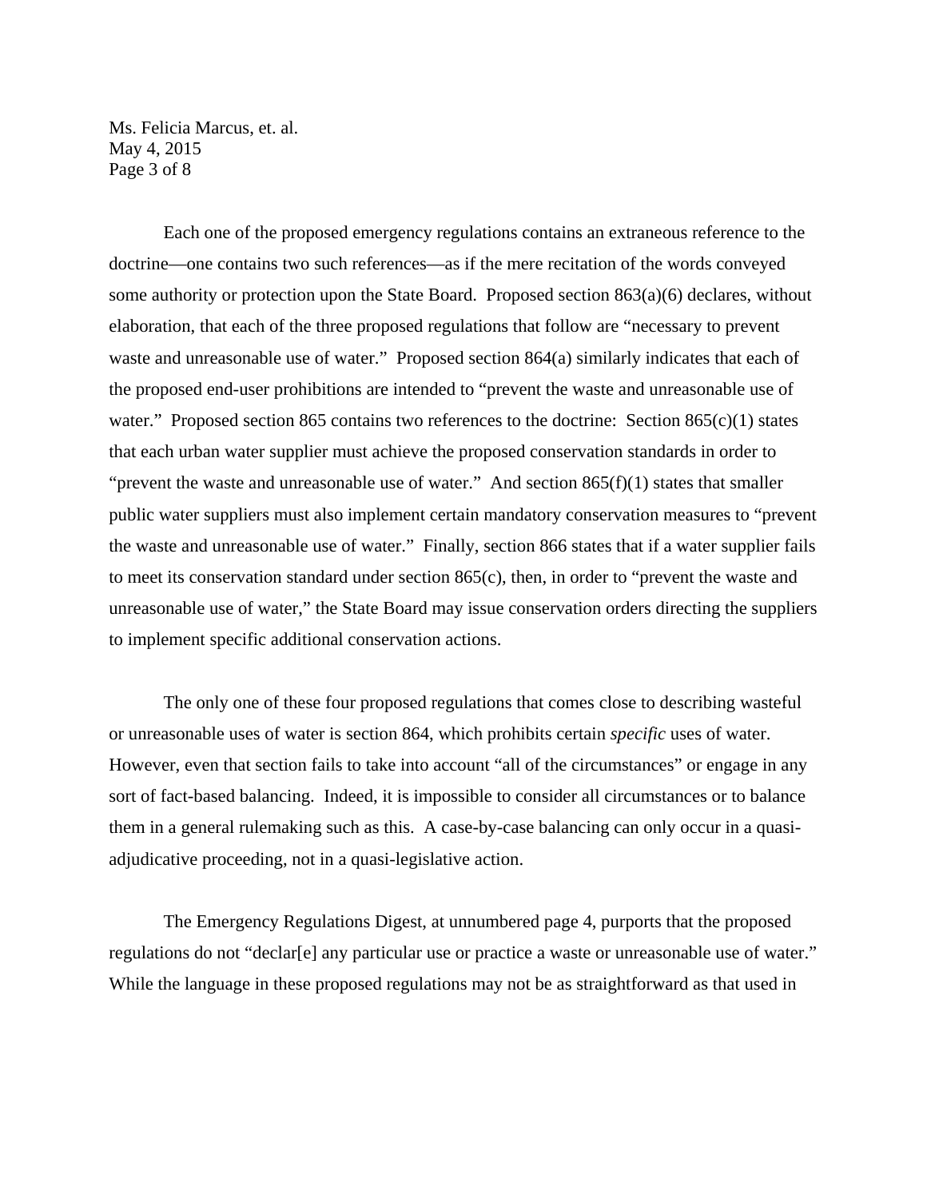Each one of the proposed emergency regulations contains an extraneous reference to the doctrine—one contains two such references—as if the mere recitation of the words conveyed some authority or protection upon the State Board. Proposed section 863(a)(6) declares, without elaboration, that each of the three proposed regulations that follow are "necessary to prevent waste and unreasonable use of water." Proposed section 864(a) similarly indicates that each of the proposed end-user prohibitions are intended to "prevent the waste and unreasonable use of water." Proposed section 865 contains two references to the doctrine: Section 865(c)(1) states that each urban water supplier must achieve the proposed conservation standards in order to "prevent the waste and unreasonable use of water." And section 865(f)(1) states that smaller public water suppliers must also implement certain mandatory conservation measures to "prevent the waste and unreasonable use of water." Finally, section 866 states that if a water supplier fails to meet its conservation standard under section 865(c), then, in order to "prevent the waste and unreasonable use of water," the State Board may issue conservation orders directing the suppliers to implement specific additional conservation actions.

The only one of these four proposed regulations that comes close to describing wasteful or unreasonable uses of water is section 864, which prohibits certain *specific* uses of water. However, even that section fails to take into account "all of the circumstances" or engage in any sort of fact-based balancing. Indeed, it is impossible to consider all circumstances or to balance them in a general rulemaking such as this. A case-by-case balancing can only occur in a quasi-adjudicative proceeding, not in a quasi-legislative action.

The Emergency Regulations Digest, at unnumbered page 4, purports that the proposed regulations do not "declar[e] any particular use or practice a waste or unreasonable use of water." While the language in these proposed regulations may not be as straightforward as that used in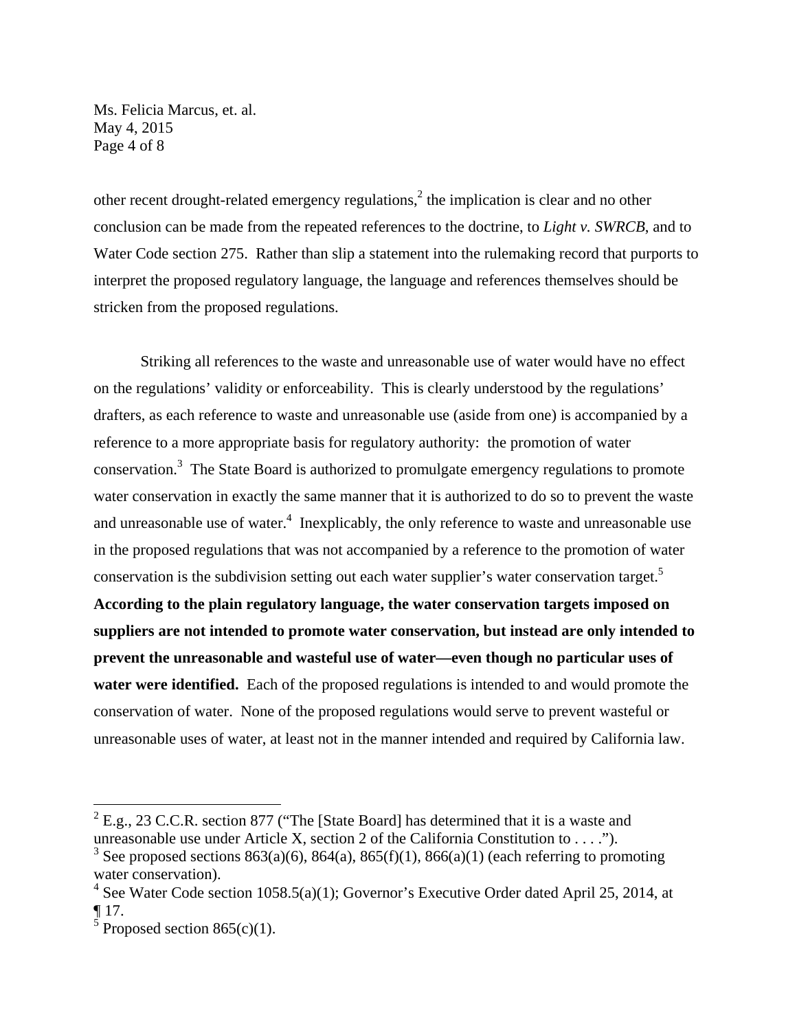other recent drought-related emergency regulations,[2] the implication is clear and no other conclusion can be made from the repeated references to the doctrine, to *Light v. SWRCB*, and to Water Code section 275. Rather than slip a statement into the rulemaking record that purports to interpret the proposed regulatory language, the language and references themselves should be stricken from the proposed regulations.

Striking all references to the waste and unreasonable use of water would have no effect on the regulations' validity or enforceability. This is clearly understood by the regulations' drafters, as each reference to waste and unreasonable use (aside from one) is accompanied by a reference to a more appropriate basis for regulatory authority: the promotion of water conservation.[3] The State Board is authorized to promulgate emergency regulations to promote water conservation in exactly the same manner that it is authorized to do so to prevent the waste and unreasonable use of water.[4] Inexplicably, the only reference to waste and unreasonable use in the proposed regulations that was not accompanied by a reference to the promotion of water conservation is the subdivision setting out each water supplier's water conservation target.[5] **According to the plain regulatory language, the water conservation targets imposed on suppliers are not intended to promote water conservation, but instead are only intended to prevent the unreasonable and wasteful use of water—even though no particular uses of water were identified.** Each of the proposed regulations is intended to and would promote the conservation of water. None of the proposed regulations would serve to prevent wasteful or unreasonable uses of water, at least not in the manner intended and required by California law.

---

[2] E.g., 23 C.C.R. section 877 ("The [State Board] has determined that it is a waste and unreasonable use under Article X, section 2 of the California Constitution to . . . .").

[3] See proposed sections 863(a)(6), 864(a), 865(f)(1), 866(a)(1) (each referring to promoting water conservation).

[4] See Water Code section 1058.5(a)(1); Governor's Executive Order dated April 25, 2014, at ¶ 17.

[5] Proposed section 865(c)(1).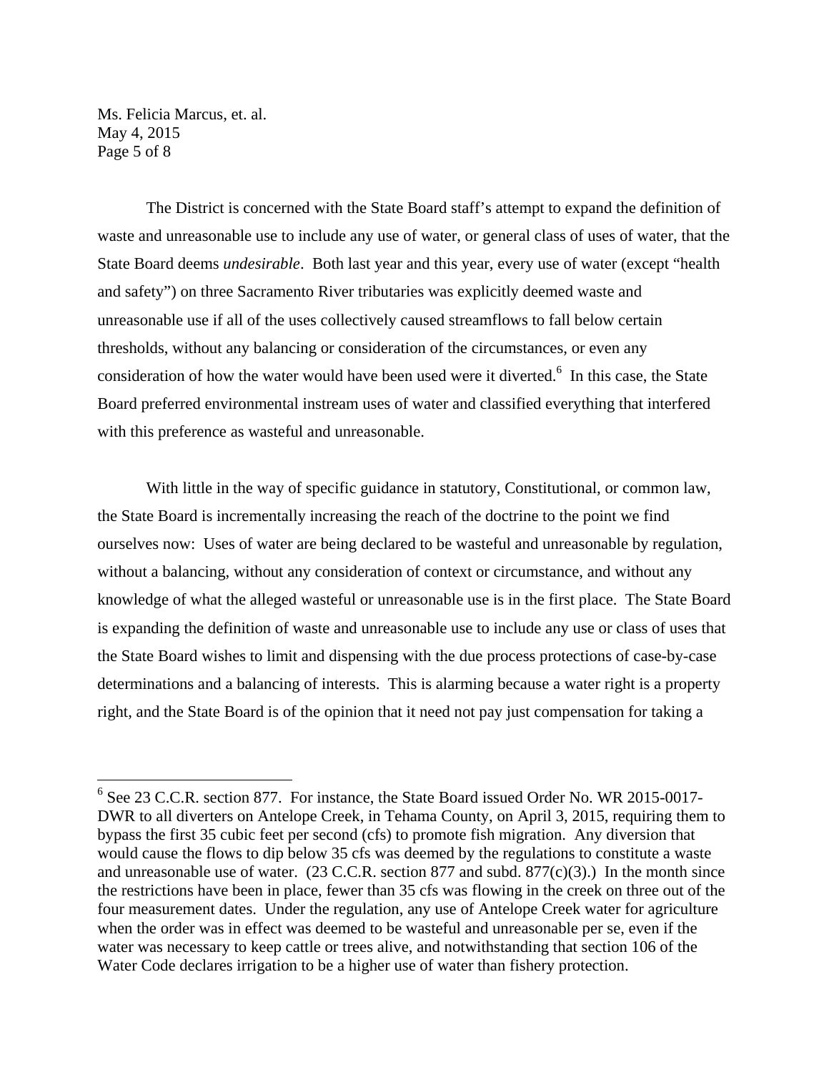The District is concerned with the State Board staff's attempt to expand the definition of waste and unreasonable use to include any use of water, or general class of uses of water, that the State Board deems *undesirable*. Both last year and this year, every use of water (except "health and safety") on three Sacramento River tributaries was explicitly deemed waste and unreasonable use if all of the uses collectively caused streamflows to fall below certain thresholds, without any balancing or consideration of the circumstances, or even any consideration of how the water would have been used were it diverted.[6] In this case, the State Board preferred environmental instream uses of water and classified everything that interfered with this preference as wasteful and unreasonable.

With little in the way of specific guidance in statutory, Constitutional, or common law, the State Board is incrementally increasing the reach of the doctrine to the point we find ourselves now: Uses of water are being declared to be wasteful and unreasonable by regulation, without a balancing, without any consideration of context or circumstance, and without any knowledge of what the alleged wasteful or unreasonable use is in the first place. The State Board is expanding the definition of waste and unreasonable use to include any use or class of uses that the State Board wishes to limit and dispensing with the due process protections of case-by-case determinations and a balancing of interests. This is alarming because a water right is a property right, and the State Board is of the opinion that it need not pay just compensation for taking a

---

[6] See 23 C.C.R. section 877. For instance, the State Board issued Order No. WR 2015-0017-DWR to all diverters on Antelope Creek, in Tehama County, on April 3, 2015, requiring them to bypass the first 35 cubic feet per second (cfs) to promote fish migration. Any diversion that would cause the flows to dip below 35 cfs was deemed by the regulations to constitute a waste and unreasonable use of water. (23 C.C.R. section 877 and subd. 877(c)(3).) In the month since the restrictions have been in place, fewer than 35 cfs was flowing in the creek on three out of the four measurement dates. Under the regulation, any use of Antelope Creek water for agriculture when the order was in effect was deemed to be wasteful and unreasonable per se, even if the water was necessary to keep cattle or trees alive, and notwithstanding that section 106 of the Water Code declares irrigation to be a higher use of water than fishery protection.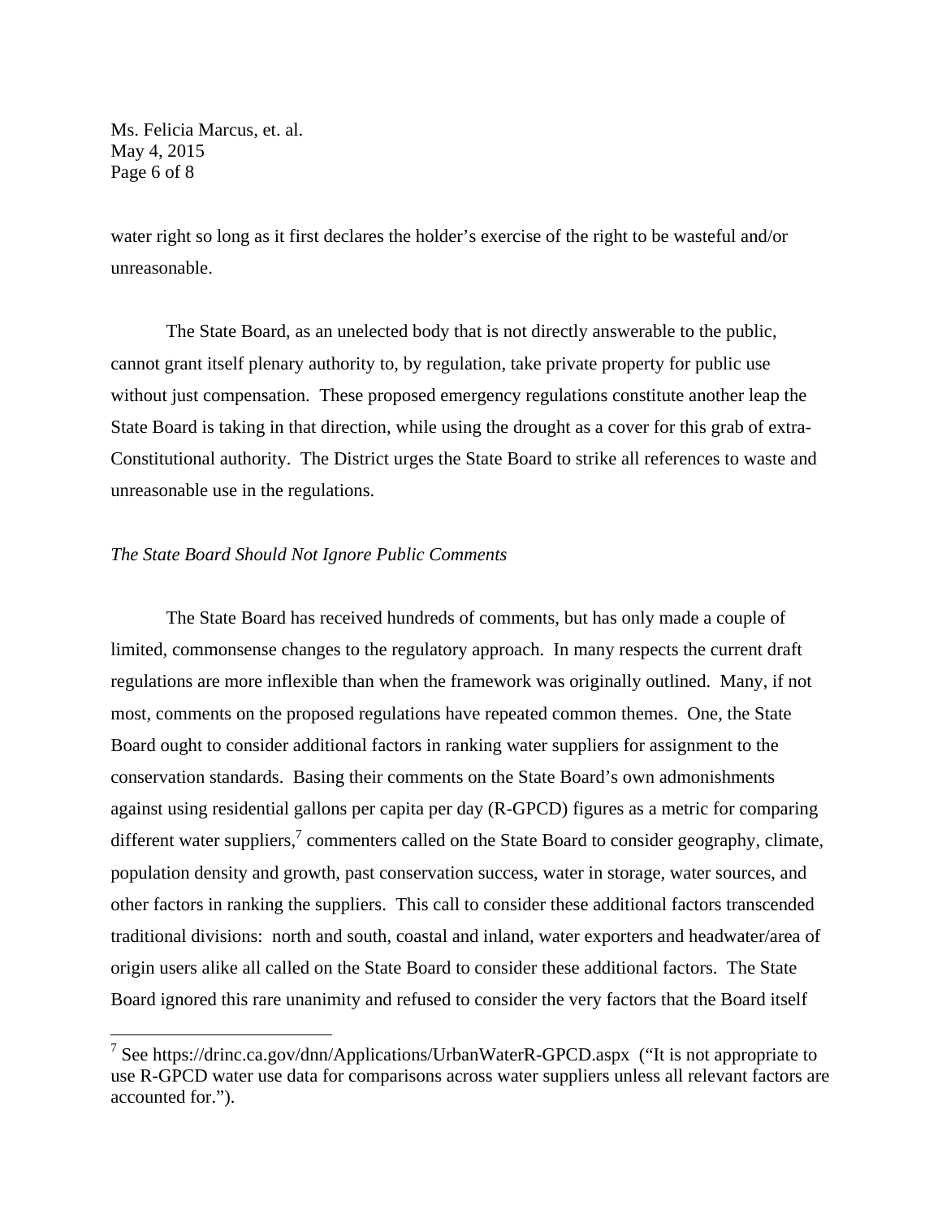water right so long as it first declares the holder's exercise of the right to be wasteful and/or unreasonable.

The State Board, as an unelected body that is not directly answerable to the public, cannot grant itself plenary authority to, by regulation, take private property for public use without just compensation. These proposed emergency regulations constitute another leap the State Board is taking in that direction, while using the drought as a cover for this grab of extra-Constitutional authority. The District urges the State Board to strike all references to waste and unreasonable use in the regulations.

*The State Board Should Not Ignore Public Comments*

The State Board has received hundreds of comments, but has only made a couple of limited, commonsense changes to the regulatory approach. In many respects the current draft regulations are more inflexible than when the framework was originally outlined. Many, if not most, comments on the proposed regulations have repeated common themes. One, the State Board ought to consider additional factors in ranking water suppliers for assignment to the conservation standards. Basing their comments on the State Board's own admonishments against using residential gallons per capita per day (R-GPCD) figures as a metric for comparing different water suppliers,[7] commenters called on the State Board to consider geography, climate, population density and growth, past conservation success, water in storage, water sources, and other factors in ranking the suppliers. This call to consider these additional factors transcended traditional divisions: north and south, coastal and inland, water exporters and headwater/area of origin users alike all called on the State Board to consider these additional factors. The State Board ignored this rare unanimity and refused to consider the very factors that the Board itself

[7] See https://drinc.ca.gov/dnn/Applications/UrbanWaterR-GPCD.aspx ("It is not appropriate to use R-GPCD water use data for comparisons across water suppliers unless all relevant factors are accounted for.").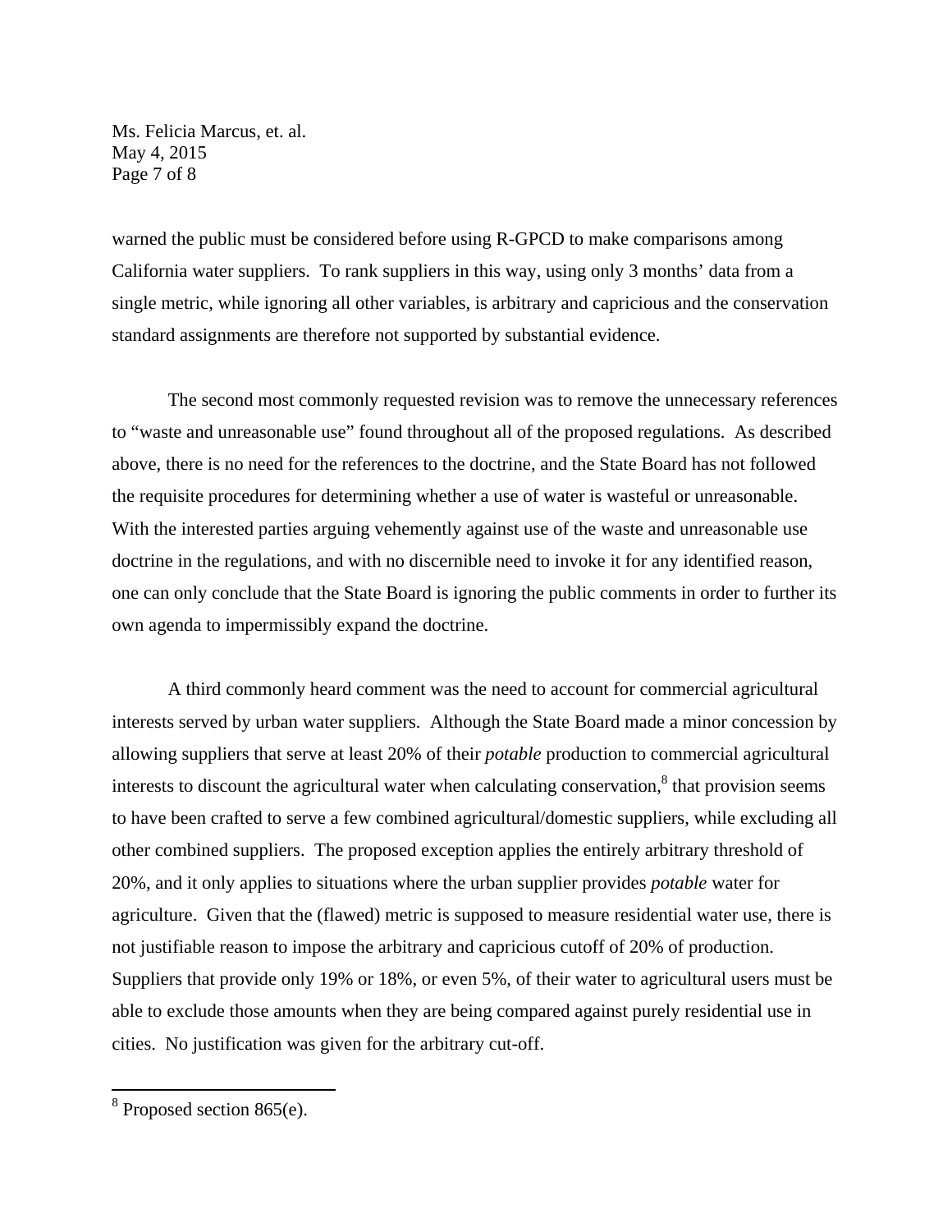warned the public must be considered before using R-GPCD to make comparisons among California water suppliers. To rank suppliers in this way, using only 3 months' data from a single metric, while ignoring all other variables, is arbitrary and capricious and the conservation standard assignments are therefore not supported by substantial evidence.

The second most commonly requested revision was to remove the unnecessary references to "waste and unreasonable use" found throughout all of the proposed regulations. As described above, there is no need for the references to the doctrine, and the State Board has not followed the requisite procedures for determining whether a use of water is wasteful or unreasonable. With the interested parties arguing vehemently against use of the waste and unreasonable use doctrine in the regulations, and with no discernible need to invoke it for any identified reason, one can only conclude that the State Board is ignoring the public comments in order to further its own agenda to impermissibly expand the doctrine.

A third commonly heard comment was the need to account for commercial agricultural interests served by urban water suppliers. Although the State Board made a minor concession by allowing suppliers that serve at least 20% of their *potable* production to commercial agricultural interests to discount the agricultural water when calculating conservation,[8] that provision seems to have been crafted to serve a few combined agricultural/domestic suppliers, while excluding all other combined suppliers. The proposed exception applies the entirely arbitrary threshold of 20%, and it only applies to situations where the urban supplier provides *potable* water for agriculture. Given that the (flawed) metric is supposed to measure residential water use, there is not justifiable reason to impose the arbitrary and capricious cutoff of 20% of production. Suppliers that provide only 19% or 18%, or even 5%, of their water to agricultural users must be able to exclude those amounts when they are being compared against purely residential use in cities. No justification was given for the arbitrary cut-off.

---

[8] Proposed section 865(e).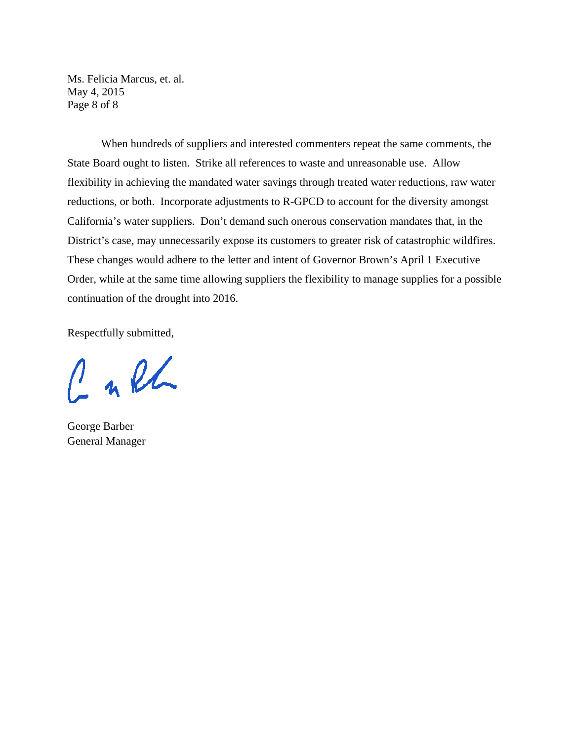When hundreds of suppliers and interested commenters repeat the same comments, the State Board ought to listen. Strike all references to waste and unreasonable use. Allow flexibility in achieving the mandated water savings through treated water reductions, raw water reductions, or both. Incorporate adjustments to R-GPCD to account for the diversity amongst California's water suppliers. Don't demand such onerous conservation mandates that, in the District's case, may unnecessarily expose its customers to greater risk of catastrophic wildfires. These changes would adhere to the letter and intent of Governor Brown's April 1 Executive Order, while at the same time allowing suppliers the flexibility to manage supplies for a possible continuation of the drought into 2016.

Respectfully submitted,

George Barber
General Manager